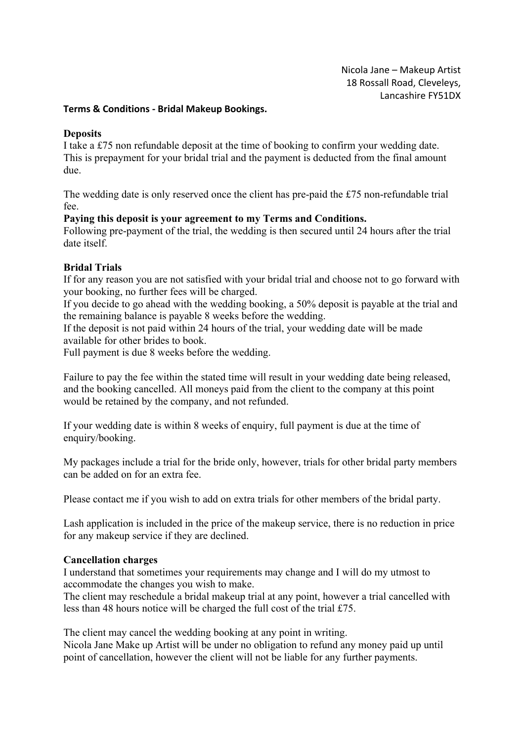Nicola Jane – Makeup Artist
18 Rossall Road, Cleveleys,
Lancashire FY51DX

**Terms & Conditions - Bridal Makeup Bookings.**

**Deposits**

I take a £75 non refundable deposit at the time of booking to confirm your wedding date. This is prepayment for your bridal trial and the payment is deducted from the final amount due.

The wedding date is only reserved once the client has pre-paid the £75 non-refundable trial fee.

**Paying this deposit is your agreement to my Terms and Conditions.**

Following pre-payment of the trial, the wedding is then secured until 24 hours after the trial date itself.

**Bridal Trials**

If for any reason you are not satisfied with your bridal trial and choose not to go forward with your booking, no further fees will be charged.

If you decide to go ahead with the wedding booking, a 50% deposit is payable at the trial and the remaining balance is payable 8 weeks before the wedding.

If the deposit is not paid within 24 hours of the trial, your wedding date will be made available for other brides to book.

Full payment is due 8 weeks before the wedding.

Failure to pay the fee within the stated time will result in your wedding date being released, and the booking cancelled. All moneys paid from the client to the company at this point would be retained by the company, and not refunded.

If your wedding date is within 8 weeks of enquiry, full payment is due at the time of enquiry/booking.

My packages include a trial for the bride only, however, trials for other bridal party members can be added on for an extra fee.

Please contact me if you wish to add on extra trials for other members of the bridal party.

Lash application is included in the price of the makeup service, there is no reduction in price for any makeup service if they are declined.

**Cancellation charges**

I understand that sometimes your requirements may change and I will do my utmost to accommodate the changes you wish to make.

The client may reschedule a bridal makeup trial at any point, however a trial cancelled with less than 48 hours notice will be charged the full cost of the trial £75.

The client may cancel the wedding booking at any point in writing.

Nicola Jane Make up Artist will be under no obligation to refund any money paid up until point of cancellation, however the client will not be liable for any further payments.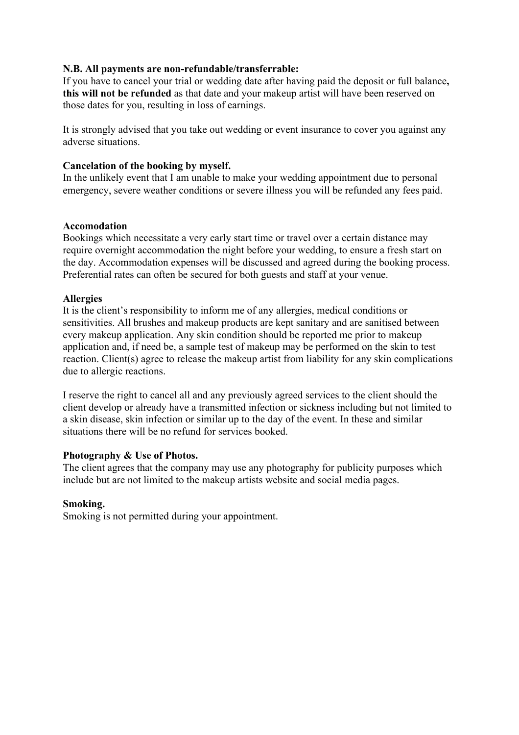**N.B. All payments are non-refundable/transferrable:**
If you have to cancel your trial or wedding date after having paid the deposit or full balance**, this will not be refunded** as that date and your makeup artist will have been reserved on those dates for you, resulting in loss of earnings.

It is strongly advised that you take out wedding or event insurance to cover you against any adverse situations.

**Cancelation of the booking by myself.**
In the unlikely event that I am unable to make your wedding appointment due to personal emergency, severe weather conditions or severe illness you will be refunded any fees paid.

**Accomodation**
Bookings which necessitate a very early start time or travel over a certain distance may require overnight accommodation the night before your wedding, to ensure a fresh start on the day. Accommodation expenses will be discussed and agreed during the booking process. Preferential rates can often be secured for both guests and staff at your venue.

**Allergies**
It is the client's responsibility to inform me of any allergies, medical conditions or sensitivities. All brushes and makeup products are kept sanitary and are sanitised between every makeup application. Any skin condition should be reported me prior to makeup application and, if need be, a sample test of makeup may be performed on the skin to test reaction. Client(s) agree to release the makeup artist from liability for any skin complications due to allergic reactions.

I reserve the right to cancel all and any previously agreed services to the client should the client develop or already have a transmitted infection or sickness including but not limited to a skin disease, skin infection or similar up to the day of the event. In these and similar situations there will be no refund for services booked.

**Photography & Use of Photos.**
The client agrees that the company may use any photography for publicity purposes which include but are not limited to the makeup artists website and social media pages.

**Smoking.**
Smoking is not permitted during your appointment.